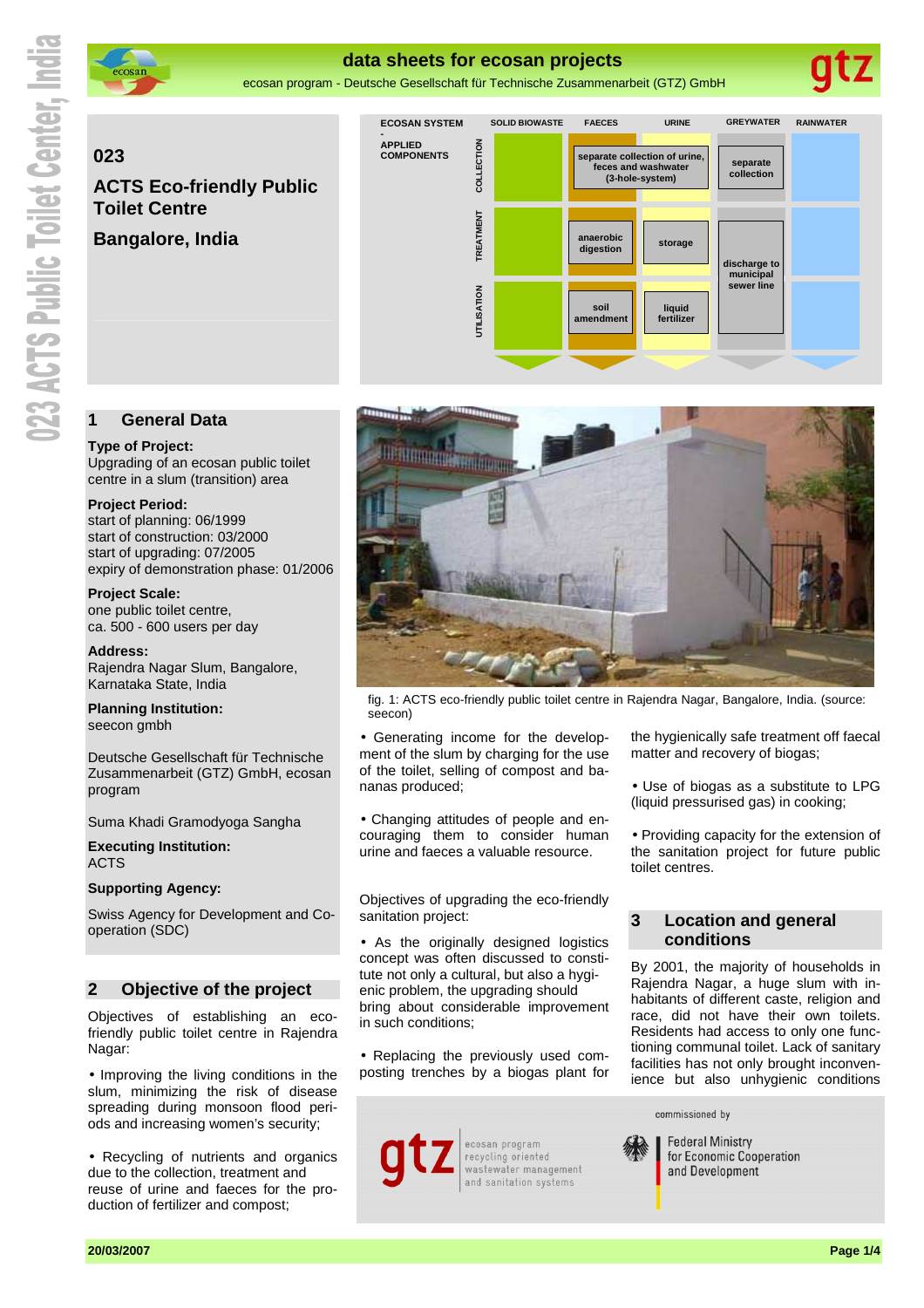# data sheets for ecosan projects

ecosan program - Deutsche Gesellschaft für Technische Zusammenarbeit (GTZ) GmbH

## 023

## ACTS Eco-friendly Public Toilet Centre

## Bangalore, India

| ECOSAN SYSTEM - APPLIED COMPONENTS | | SOLID BIOWASTE | FAECES | URINE | GREYWATER | RAINWATER |
|---|---|---|---|---|---|---|
| | COLLECTION | | separate collection of urine, feces and washwater (3-hole-system) | | separate collection | |
| | TREATMENT | | anaerobic digestion | storage | discharge to municipal sewer line | |
| | UTILISATION | | soil amendment | liquid fertilizer | | |

## 1 General Data

**Type of Project:**
Upgrading of an ecosan public toilet centre in a slum (transition) area

**Project Period:**
start of planning: 06/1999
start of construction: 03/2000
start of upgrading: 07/2005
expiry of demonstration phase: 01/2006

**Project Scale:**
one public toilet centre,
ca. 500 - 600 users per day

**Address:**
Rajendra Nagar Slum, Bangalore, Karnataka State, India

**Planning Institution:**
seecon gmbh

Deutsche Gesellschaft für Technische Zusammenarbeit (GTZ) GmbH, ecosan program

Suma Khadi Gramodyoga Sangha

**Executing Institution:**
ACTS

**Supporting Agency:**

Swiss Agency for Development and Co-operation (SDC)

## 2 Objective of the project

Objectives of establishing an eco-friendly public toilet centre in Rajendra Nagar:

• Improving the living conditions in the slum, minimizing the risk of disease spreading during monsoon flood periods and increasing women's security;

• Recycling of nutrients and organics due to the collection, treatment and reuse of urine and faeces for the production of fertilizer and compost;

fig. 1: ACTS eco-friendly public toilet centre in Rajendra Nagar, Bangalore, India. (source: seecon)

• Generating income for the development of the slum by charging for the use of the toilet, selling of compost and bananas produced;

• Changing attitudes of people and encouraging them to consider human urine and faeces a valuable resource.

Objectives of upgrading the eco-friendly sanitation project:

• As the originally designed logistics concept was often discussed to constitute not only a cultural, but also a hygienic problem, the upgrading should bring about considerable improvement in such conditions;

• Replacing the previously used composting trenches by a biogas plant for the hygienically safe treatment off faecal matter and recovery of biogas;

• Use of biogas as a substitute to LPG (liquid pressurised gas) in cooking;

• Providing capacity for the extension of the sanitation project for future public toilet centres.

## 3 Location and general conditions

By 2001, the majority of households in Rajendra Nagar, a huge slum with inhabitants of different caste, religion and race, did not have their own toilets. Residents had access to only one functioning communal toilet. Lack of sanitary facilities has not only brought inconvenience but also unhygienic conditions

gtz — ecosan program, recycling oriented wastewater management and sanitation systems

commissioned by Federal Ministry for Economic Cooperation and Development

20/03/2007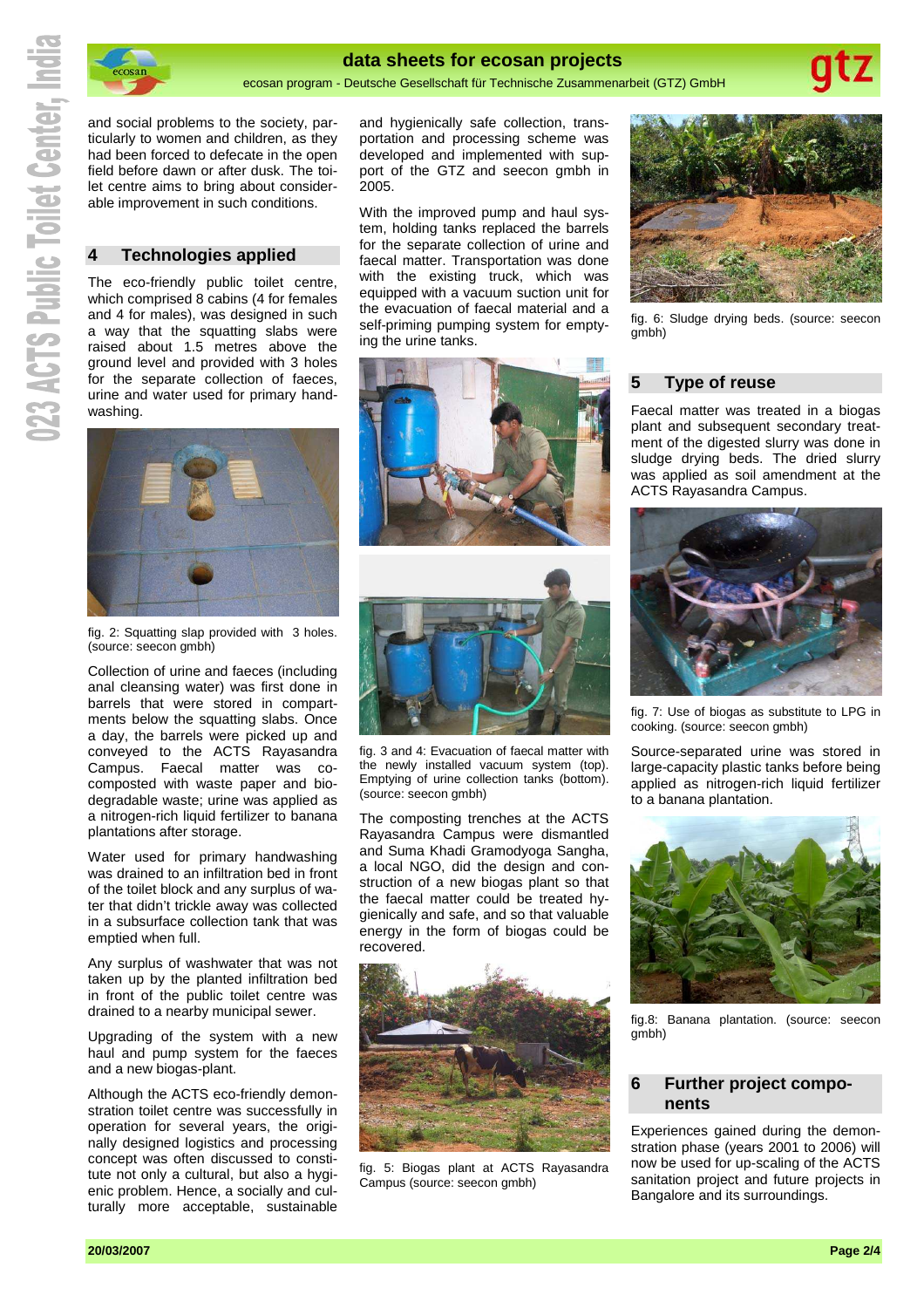and social problems to the society, particularly to women and children, as they had been forced to defecate in the open field before dawn or after dusk. The toilet centre aims to bring about considerable improvement in such conditions.

## 4 Technologies applied

The eco-friendly public toilet centre, which comprised 8 cabins (4 for females and 4 for males), was designed in such a way that the squatting slabs were raised about 1.5 metres above the ground level and provided with 3 holes for the separate collection of faeces, urine and water used for primary handwashing.

fig. 2: Squatting slap provided with 3 holes. (source: seecon gmbh)

Collection of urine and faeces (including anal cleansing water) was first done in barrels that were stored in compartments below the squatting slabs. Once a day, the barrels were picked up and conveyed to the ACTS Rayasandra Campus. Faecal matter was co-composted with waste paper and biodegradable waste; urine was applied as a nitrogen-rich liquid fertilizer to banana plantations after storage.

Water used for primary handwashing was drained to an infiltration bed in front of the toilet block and any surplus of water that didn't trickle away was collected in a subsurface collection tank that was emptied when full.

Any surplus of washwater that was not taken up by the planted infiltration bed in front of the public toilet centre was drained to a nearby municipal sewer.

Upgrading of the system with a new haul and pump system for the faeces and a new biogas-plant.

Although the ACTS eco-friendly demonstration toilet centre was successfully in operation for several years, the originally designed logistics and processing concept was often discussed to constitute not only a cultural, but also a hygienic problem. Hence, a socially and culturally more acceptable, sustainable and hygienically safe collection, transportation and processing scheme was developed and implemented with support of the GTZ and seecon gmbh in 2005.

With the improved pump and haul system, holding tanks replaced the barrels for the separate collection of urine and faecal matter. Transportation was done with the existing truck, which was equipped with a vacuum suction unit for the evacuation of faecal material and a self-priming pumping system for emptying the urine tanks.

fig. 3 and 4: Evacuation of faecal matter with the newly installed vacuum system (top). Emptying of urine collection tanks (bottom). (source: seecon gmbh)

The composting trenches at the ACTS Rayasandra Campus were dismantled and Suma Khadi Gramodyoga Sangha, a local NGO, did the design and construction of a new biogas plant so that the faecal matter could be treated hygienically and safe, and so that valuable energy in the form of biogas could be recovered.

fig. 5: Biogas plant at ACTS Rayasandra Campus (source: seecon gmbh)

fig. 6: Sludge drying beds. (source: seecon gmbh)

## 5 Type of reuse

Faecal matter was treated in a biogas plant and subsequent secondary treatment of the digested slurry was done in sludge drying beds. The dried slurry was applied as soil amendment at the ACTS Rayasandra Campus.

fig. 7: Use of biogas as substitute to LPG in cooking. (source: seecon gmbh)

Source-separated urine was stored in large-capacity plastic tanks before being applied as nitrogen-rich liquid fertilizer to a banana plantation.

fig.8: Banana plantation. (source: seecon gmbh)

## 6 Further project components

Experiences gained during the demonstration phase (years 2001 to 2006) will now be used for up-scaling of the ACTS sanitation project and future projects in Bangalore and its surroundings.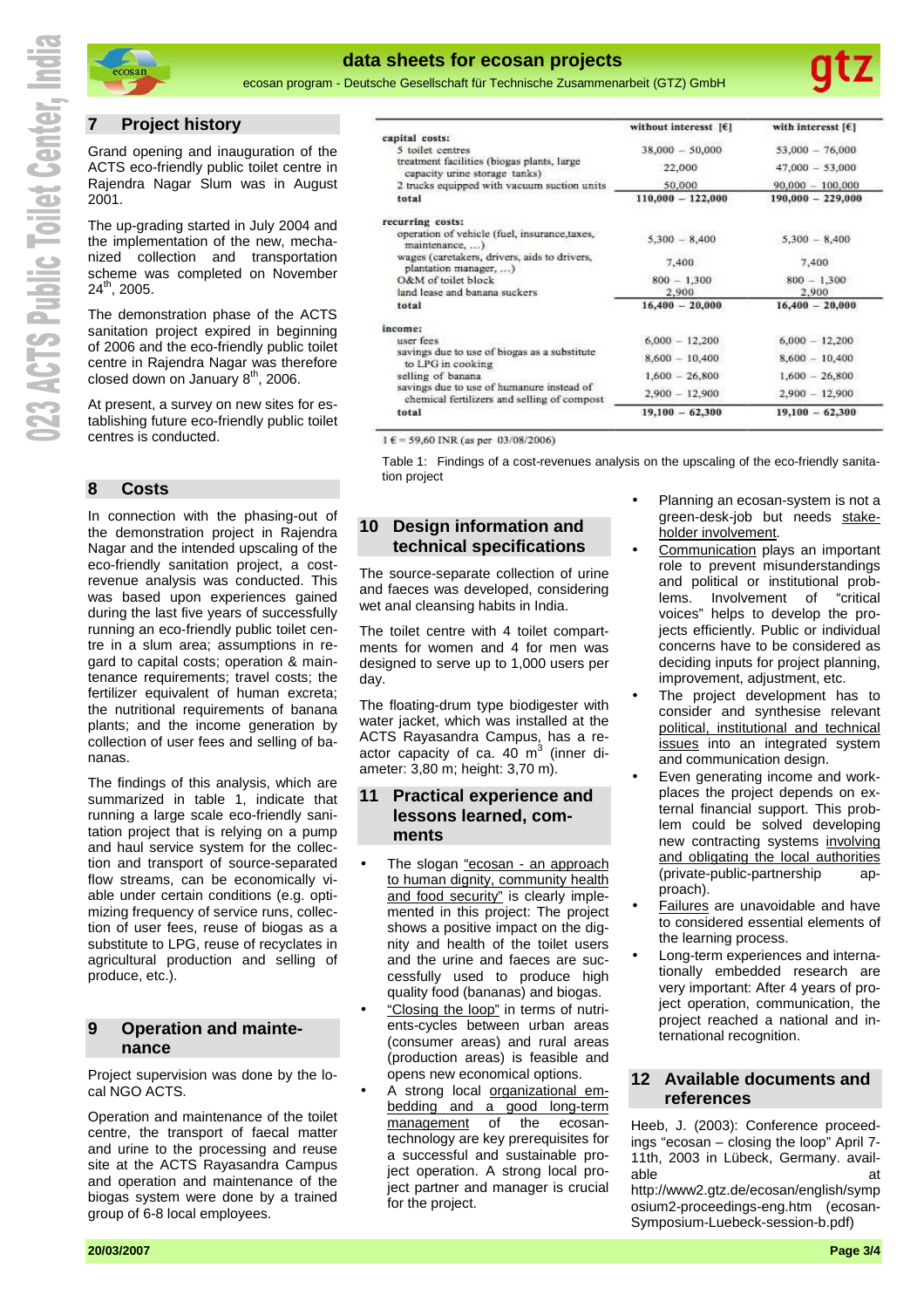## 7 Project history

Grand opening and inauguration of the ACTS eco-friendly public toilet centre in Rajendra Nagar Slum was in August 2001.

The up-grading started in July 2004 and the implementation of the new, mechanized collection and transportation scheme was completed on November 24th, 2005.

The demonstration phase of the ACTS sanitation project expired in beginning of 2006 and the eco-friendly public toilet centre in Rajendra Nagar was therefore closed down on January 8th, 2006.

At present, a survey on new sites for establishing future eco-friendly public toilet centres is conducted.

## 8 Costs

In connection with the phasing-out of the demonstration project in Rajendra Nagar and the intended upscaling of the eco-friendly sanitation project, a cost-revenue analysis was conducted. This was based upon experiences gained during the last five years of successfully running an eco-friendly public toilet centre in a slum area; assumptions in regard to capital costs; operation & maintenance requirements; travel costs; the fertilizer equivalent of human excreta; the nutritional requirements of banana plants; and the income generation by collection of user fees and selling of bananas.

The findings of this analysis, which are summarized in table 1, indicate that running a large scale eco-friendly sanitation project that is relying on a pump and haul service system for the collection and transport of source-separated flow streams, can be economically viable under certain conditions (e.g. optimizing frequency of service runs, collection of user fees, reuse of biogas as a substitute to LPG, reuse of recyclates in agricultural production and selling of produce, etc.).

| | without interest [€] | with interest [€] |
|---|---|---|
| **capital costs:** | | |
| 5 toilet centres | 38,000 – 50,000 | 53,000 – 76,000 |
| treatment facilities (biogas plants, large capacity urine storage tanks) | 22,000 | 47,000 – 53,000 |
| 2 trucks equipped with vacuum suction units | 50,000 | 90,000 – 100,000 |
| **total** | **110,000 – 122,000** | **190,000 – 229,000** |
| **recurring costs:** | | |
| operation of vehicle (fuel, insurance,taxes, maintenance, ...) | 5,300 – 8,400 | 5,300 – 8,400 |
| wages (caretakers, drivers, aids to drivers, plantation manager, ...) | 7,400 | 7,400 |
| O&M of toilet block | 800 – 1,300 | 800 – 1,300 |
| land lease and banana suckers | 2,900 | 2,900 |
| **total** | **16,400 – 20,000** | **16,400 – 20,000** |
| **income:** | | |
| user fees | 6,000 – 12,200 | 6,000 – 12,200 |
| savings due to use of biogas as a substitute to LPG in cooking | 8,600 – 10,400 | 8,600 – 10,400 |
| selling of banana | 1,600 – 26,800 | 1,600 – 26,800 |
| savings due to use of humanure instead of chemical fertilizers and selling of compost | 2,900 – 12,900 | 2,900 – 12,900 |
| **total** | **19,100 – 62,300** | **19,100 – 62,300** |

1 € = 59,60 INR (as per 03/08/2006)

Table 1: Findings of a cost-revenues analysis on the upscaling of the eco-friendly sanitation project

## 9 Operation and maintenance

Project supervision was done by the local NGO ACTS.

Operation and maintenance of the toilet centre, the transport of faecal matter and urine to the processing and reuse site at the ACTS Rayasandra Campus and operation and maintenance of the biogas system were done by a trained group of 6-8 local employees.

## 10 Design information and technical specifications

The source-separate collection of urine and faeces was developed, considering wet anal cleansing habits in India.

The toilet centre with 4 toilet compartments for women and 4 for men was designed to serve up to 1,000 users per day.

The floating-drum type biodigester with water jacket, which was installed at the ACTS Rayasandra Campus, has a reactor capacity of ca. 40 $m^3$ (inner diameter: 3,80 m; height: 3,70 m).

## 11 Practical experience and lessons learned, comments

- The slogan "ecosan - an approach to human dignity, community health and food security" is clearly implemented in this project: The project shows a positive impact on the dignity and health of the toilet users and the urine and faeces are successfully used to produce high quality food (bananas) and biogas.
- "Closing the loop" in terms of nutrients-cycles between urban areas (consumer areas) and rural areas (production areas) is feasible and opens new economical options.
- A strong local organizational embedding and a good long-term management of the ecosan-technology are key prerequisites for a successful and sustainable project operation. A strong local project partner and manager is crucial for the project.
- Planning an ecosan-system is not a green-desk-job but needs stakeholder involvement.
- Communication plays an important role to prevent misunderstandings and political or institutional problems. Involvement of "critical voices" helps to develop the projects efficiently. Public or individual concerns have to be considered as deciding inputs for project planning, improvement, adjustment, etc.
- The project development has to consider and synthesise relevant political, institutional and technical issues into an integrated system and communication design.
- Even generating income and workplaces the project depends on external financial support. This problem could be solved developing new contracting systems involving and obligating the local authorities (private-public-partnership approach).
- Failures are unavoidable and have to considered essential elements of the learning process.
- Long-term experiences and internationally embedded research are very important: After 4 years of project operation, communication, the project reached a national and international recognition.

## 12 Available documents and references

Heeb, J. (2003): Conference proceedings "ecosan – closing the loop" April 7-11th, 2003 in Lübeck, Germany. available at http://www2.gtz.de/ecosan/english/symposium2-proceedings-eng.htm (ecosan-Symposium-Luebeck-session-b.pdf)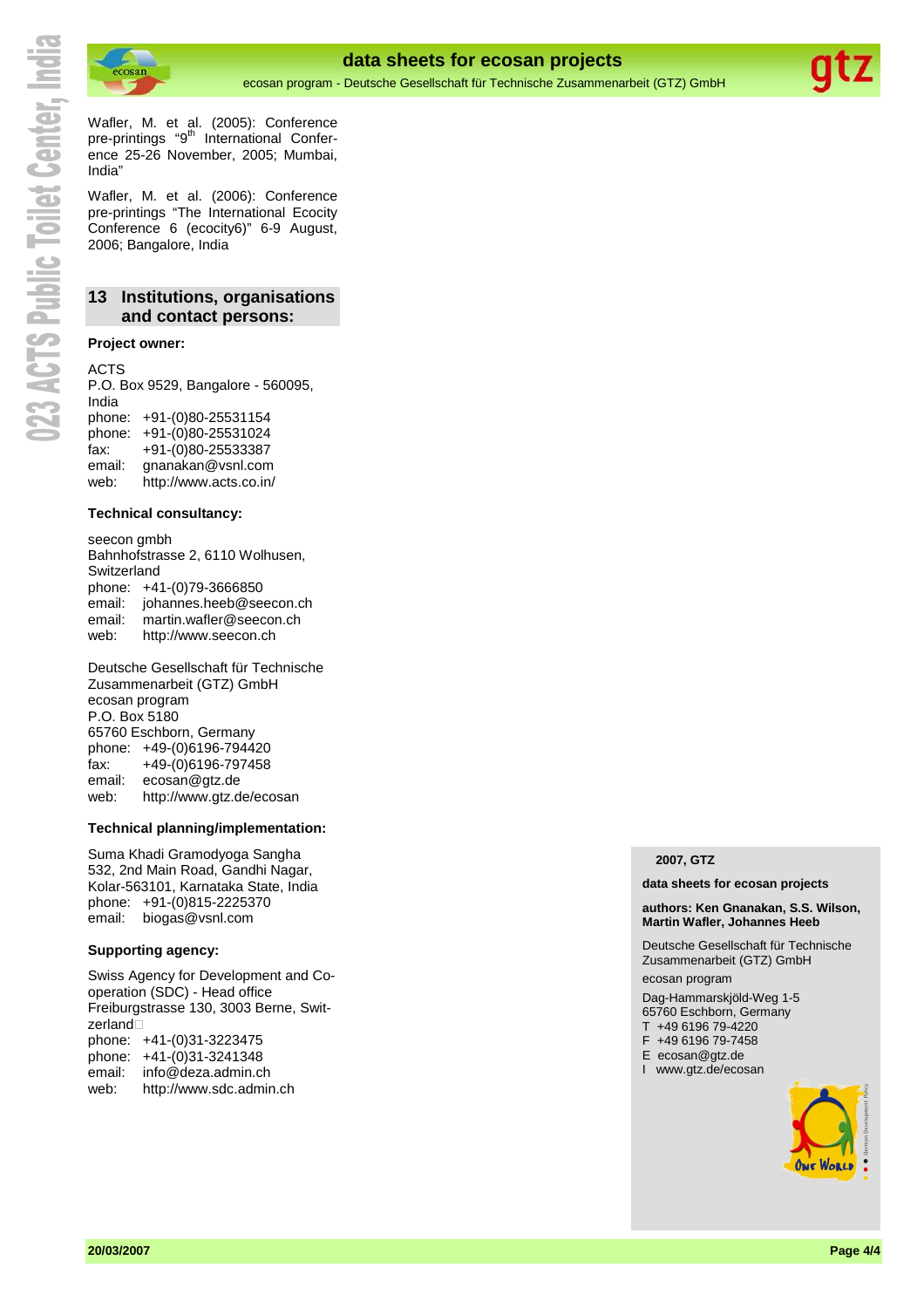Wafler, M. et al. (2005): Conference pre-printings "9th International Conference 25-26 November, 2005; Mumbai, India"

Wafler, M. et al. (2006): Conference pre-printings "The International Ecocity Conference 6 (ecocity6)" 6-9 August, 2006; Bangalore, India

## 13 Institutions, organisations and contact persons:

**Project owner:**

ACTS
P.O. Box 9529, Bangalore - 560095, India
phone: +91-(0)80-25531154
phone: +91-(0)80-25531024
fax: +91-(0)80-25533387
email: gnanakan@vsnl.com
web: http://www.acts.co.in/

**Technical consultancy:**

seecon gmbh
Bahnhofstrasse 2, 6110 Wolhusen, Switzerland
phone: +41-(0)79-3666850
email: johannes.heeb@seecon.ch
email: martin.wafler@seecon.ch
web: http://www.seecon.ch

Deutsche Gesellschaft für Technische Zusammenarbeit (GTZ) GmbH
ecosan program
P.O. Box 5180
65760 Eschborn, Germany
phone: +49-(0)6196-794420
fax: +49-(0)6196-797458
email: ecosan@gtz.de
web: http://www.gtz.de/ecosan

**Technical planning/implementation:**

Suma Khadi Gramodyoga Sangha
532, 2nd Main Road, Gandhi Nagar, Kolar-563101, Karnataka State, India
phone: +91-(0)815-2225370
email: biogas@vsnl.com

**Supporting agency:**

Swiss Agency for Development and Cooperation (SDC) - Head office
Freiburgstrasse 130, 3003 Berne, Switzerland
phone: +41-(0)31-3223475
phone: +41-(0)31-3241348
email: info@deza.admin.ch
web: http://www.sdc.admin.ch

**2007, GTZ**

**data sheets for ecosan projects**

**authors: Ken Gnanakan, S.S. Wilson, Martin Wafler, Johannes Heeb**

Deutsche Gesellschaft für Technische Zusammenarbeit (GTZ) GmbH

ecosan program

Dag-Hammarskjöld-Weg 1-5
65760 Eschborn, Germany
T +49 6196 79-4220
F +49 6196 79-7458
E ecosan@gtz.de
I www.gtz.de/ecosan